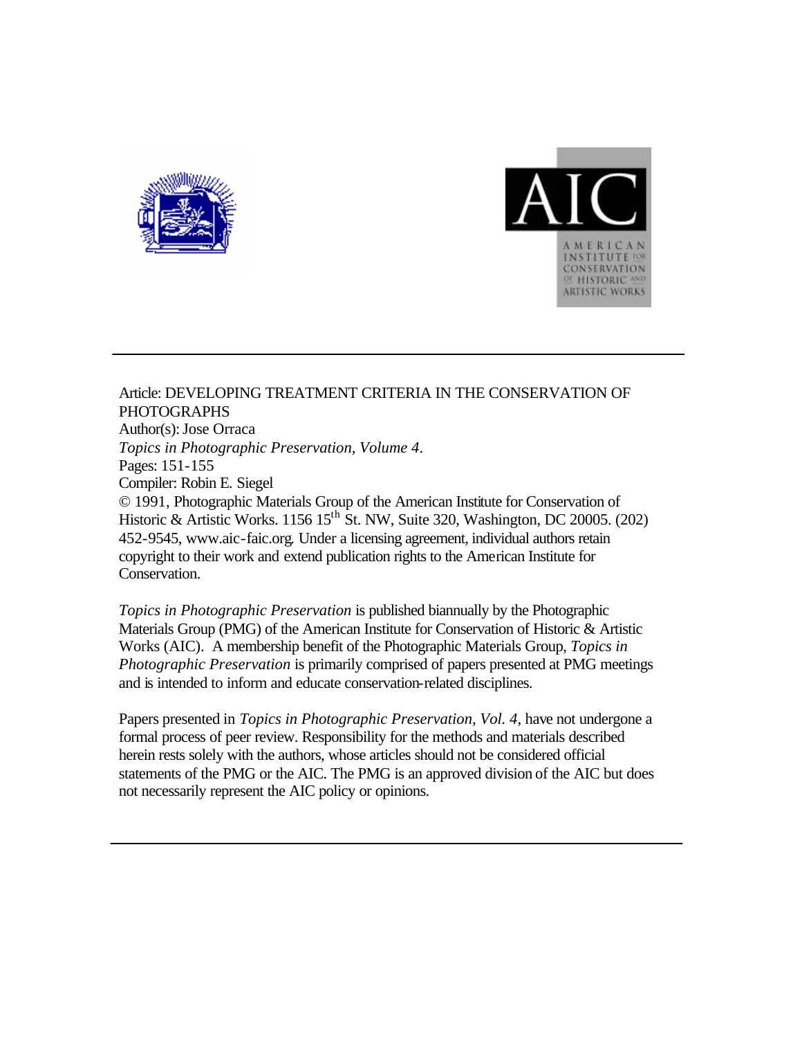Article: DEVELOPING TREATMENT CRITERIA IN THE CONSERVATION OF PHOTOGRAPHS
Author(s): Jose Orraca
*Topics in Photographic Preservation, Volume 4*.
Pages: 151-155
Compiler: Robin E. Siegel
© 1991, Photographic Materials Group of the American Institute for Conservation of Historic & Artistic Works. 1156 15th St. NW, Suite 320, Washington, DC 20005. (202) 452-9545, www.aic-faic.org. Under a licensing agreement, individual authors retain copyright to their work and extend publication rights to the American Institute for Conservation.

*Topics in Photographic Preservation* is published biannually by the Photographic Materials Group (PMG) of the American Institute for Conservation of Historic & Artistic Works (AIC). A membership benefit of the Photographic Materials Group, *Topics in Photographic Preservation* is primarily comprised of papers presented at PMG meetings and is intended to inform and educate conservation-related disciplines.

Papers presented in *Topics in Photographic Preservation, Vol. 4*, have not undergone a formal process of peer review. Responsibility for the methods and materials described herein rests solely with the authors, whose articles should not be considered official statements of the PMG or the AIC. The PMG is an approved division of the AIC but does not necessarily represent the AIC policy or opinions.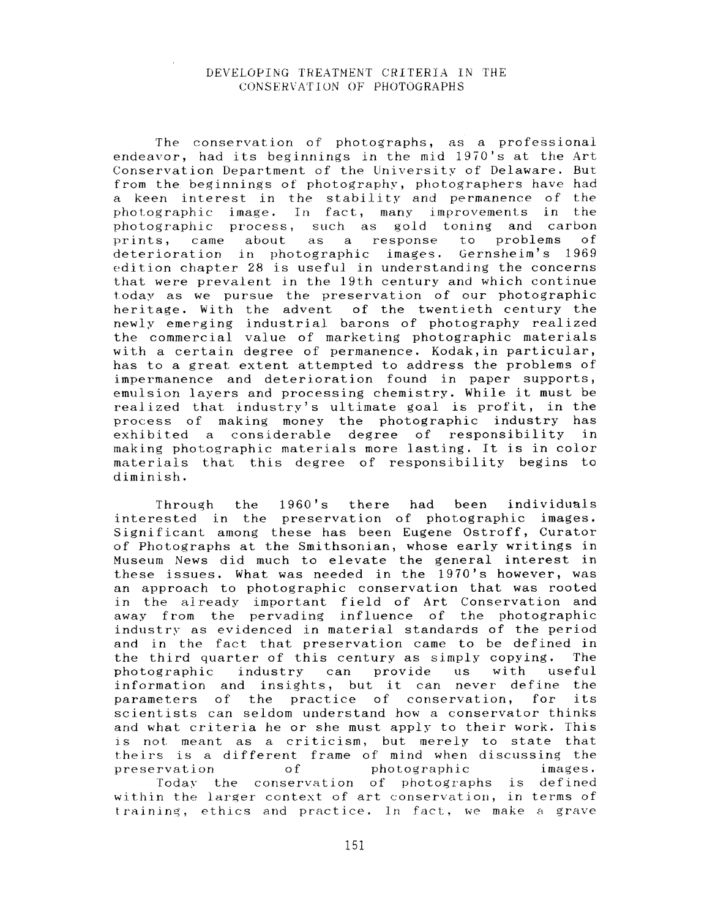# DEVELOPING TREATMENT CRITERIA IN THE CONSERVATION OF PHOTOGRAPHS

The conservation of photographs, as a professional endeavor, had its beginnings in the mid 1970's at the Art Conservation Department of the University of Delaware. But from the beginnings of photography, photographers have had a keen interest in the stability and permanence of the photographic image. In fact, many improvements in the photographic process, such as gold toning and carbon prints, came about as a response to problems of deterioration in photographic images. Gernsheim's 1969 edition chapter 28 is useful in understanding the concerns that were prevalent in the 19th century and which continue today as we pursue the preservation of our photographic heritage. With the advent of the twentieth century the newly emerging industrial barons of photography realized the commercial value of marketing photographic materials with a certain degree of permanence. Kodak,in particular, has to a great extent attempted to address the problems of impermanence and deterioration found in paper supports, emulsion layers and processing chemistry. While it must be realized that industry's ultimate goal is profit, in the process of making money the photographic industry has exhibited a considerable degree of responsibility in making photographic materials more lasting. It is in color materials that this degree of responsibility begins to diminish.

Through the 1960's there had been individuals interested in the preservation of photographic images. Significant among these has been Eugene Ostroff, Curator of Photographs at the Smithsonian, whose early writings in Museum News did much to elevate the general interest in these issues. What was needed in the 1970's however, was an approach to photographic conservation that was rooted in the already important field of Art Conservation and away from the pervading influence of the photographic industry as evidenced in material standards of the period and in the fact that preservation came to be defined in the third quarter of this century as simply copying. The photographic industry can provide us with useful information and insights, but it can never define the parameters of the practice of conservation, for its scientists can seldom understand how a conservator thinks and what criteria he or she must apply to their work. This is not meant as a criticism, but merely to state that theirs is a different frame of mind when discussing the preservation of photographic images.

Today the conservation of photographs is defined within the larger context of art conservation, in terms of training, ethics and practice. In fact, we make a grave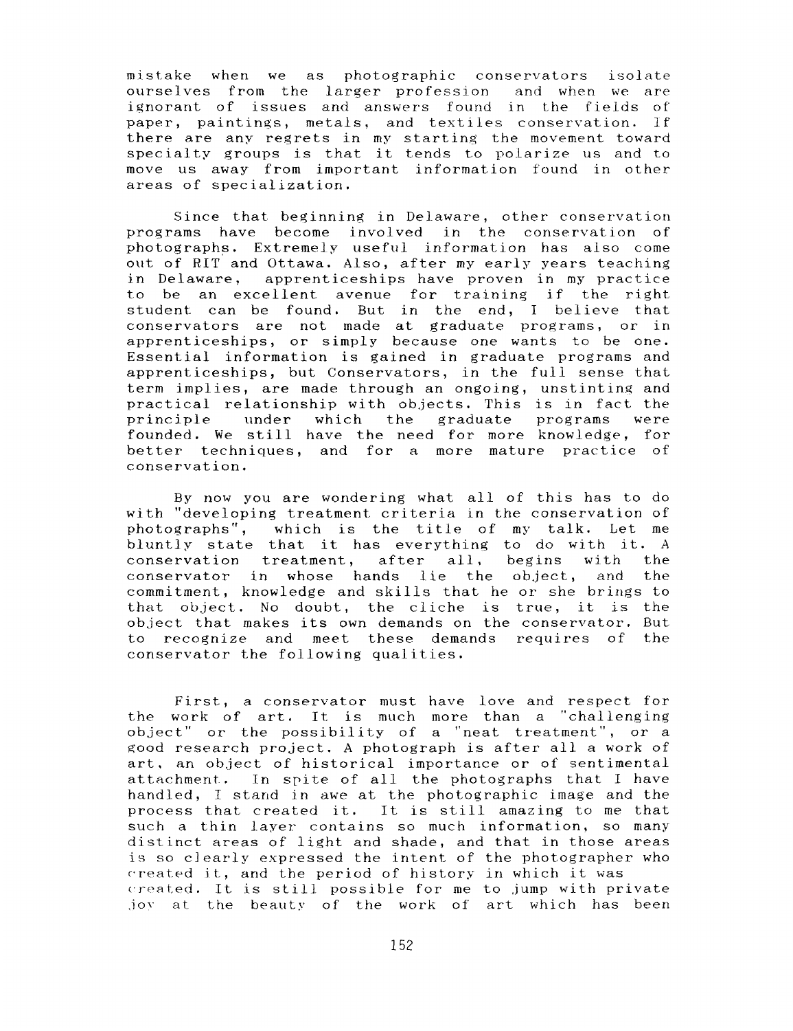mistake when we as photographic conservators isolate ourselves from the larger profession and when we are ignorant of issues and answers found in the fields of paper, paintings, metals, and textiles conservation. If there are any regrets in my starting the movement toward specialty groups is that it tends to polarize us and to move us away from important information found in other areas of specialization.

Since that beginning in Delaware, other conservation programs have become involved in the conservation of photographs. Extremely useful information has also come out of RIT and Ottawa. Also, after my early years teaching in Delaware, apprenticeships have proven in my practice to be an excellent avenue for training if the right student can be found. But in the end, I believe that conservators are not made at graduate programs, or in apprenticeships, or simply because one wants to be one. Essential information is gained in graduate programs and apprenticeships, but Conservators, in the full sense that term implies, are made through an ongoing, unstinting and practical relationship with objects. This is in fact the principle under which the graduate programs were founded. We still have the need for more knowledge, for better techniques, and for a more mature practice of conservation.

By now you are wondering what all of this has to do with "developing treatment criteria in the conservation of photographs", which is the title of my talk. Let me bluntly state that it has everything to do with it. A conservation treatment, after all, begins with the conservator in whose hands lie the object, and the commitment, knowledge and skills that he or she brings to that object. No doubt, the cliche is true, it is the object that makes its own demands on the conservator. But to recognize and meet these demands requires of the conservator the following qualities.

First, a conservator must have love and respect for the work of art. It is much more than a "challenging object" or the possibility of a "neat treatment", or a good research project. A photograph is after all a work of art, an object of historical importance or of sentimental attachment. In spite of all the photographs that I have handled, I stand in awe at the photographic image and the process that created it. It is still amazing to me that such a thin layer contains so much information, so many distinct areas of light and shade, and that in those areas is so clearly expressed the intent of the photographer who created it, and the period of history in which it was created. It is still possible for me to jump with private joy at the beauty of the work of art which has been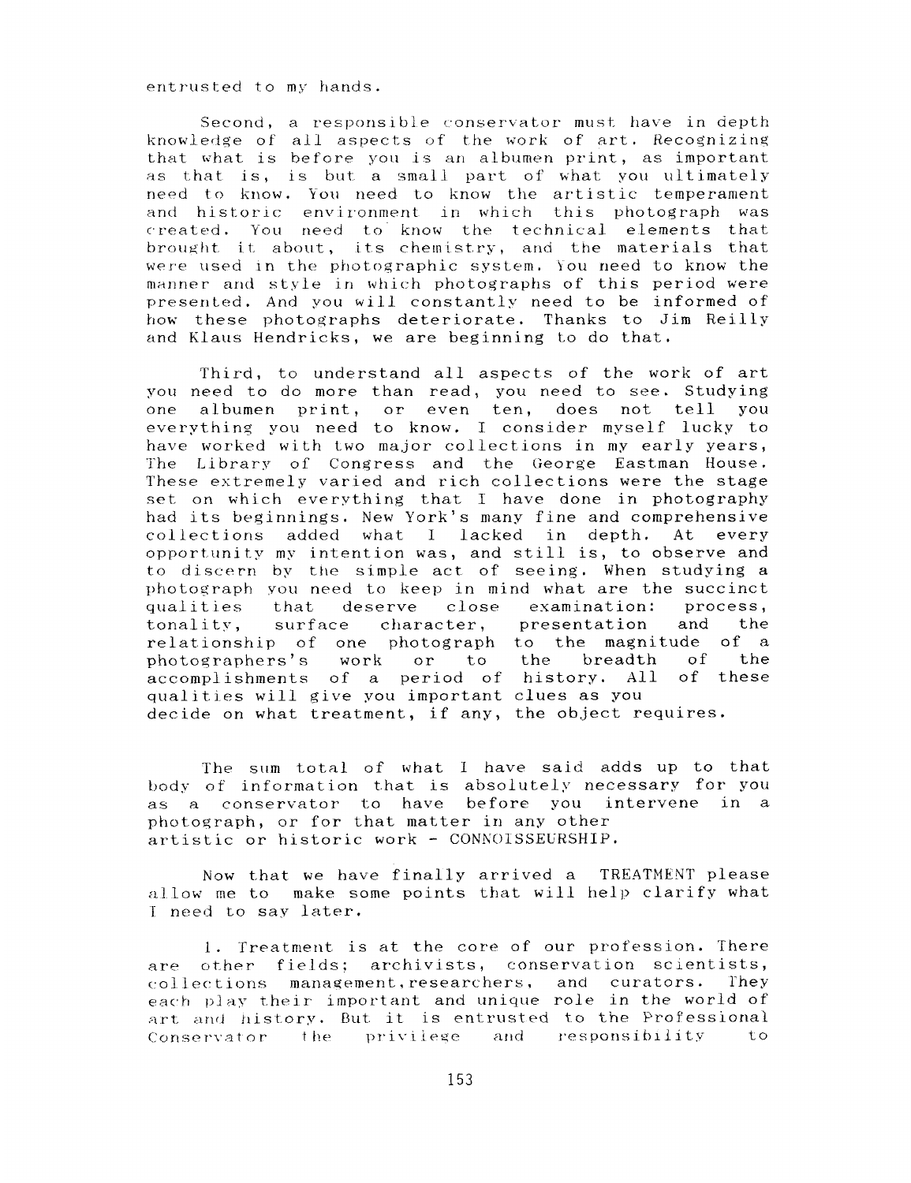entrusted to my hands.

Second, a responsible conservator must have in depth knowledge of all aspects of the work of art. Recognizing that what is before you is an albumen print, as important as that is, is but a small part of what you ultimately need to know. You need to know the artistic temperament and historic environment in which this photograph was created. You need to know the technical elements that brought it about, its chemistry, and the materials that were used in the photographic system. You need to know the manner and style in which photographs of this period were presented. And you will constantly need to be informed of how these photographs deteriorate. Thanks to Jim Reilly and Klaus Hendricks, we are beginning to do that.

Third, to understand all aspects of the work of art you need to do more than read, you need to see. Studying one albumen print, or even ten, does not tell you everything you need to know. I consider myself lucky to have worked with two major collections in my early years, The Library of Congress and the George Eastman House. These extremely varied and rich collections were the stage set on which everything that I have done in photography had its beginnings. New York's many fine and comprehensive collections added what I lacked in depth. At every opportunity my intention was, and still is, to observe and to discern by the simple act of seeing. When studying a photograph you need to keep in mind what are the succinct qualities that deserve close examination: process, tonality, surface character, presentation and the relationship of one photograph to the magnitude of a photographers's work or to the breadth of the accomplishments of a period of history. All of these qualities will give you important clues as you decide on what treatment, if any, the object requires.

The sum total of what I have said adds up to that body of information that is absolutely necessary for you as a conservator to have before you intervene in a photograph, or for that matter in any other artistic or historic work - CONNOISSEURSHIP.

Now that we have finally arrived a TREATMENT please allow me to make some points that will help clarify what I need to say later.

1. Treatment is at the core of our profession. There are other fields; archivists, conservation scientists, collections management, researchers, and curators. They each play their important and unique role in the world of art and history. But it is entrusted to the Professional Conservator the privilege and responsibility to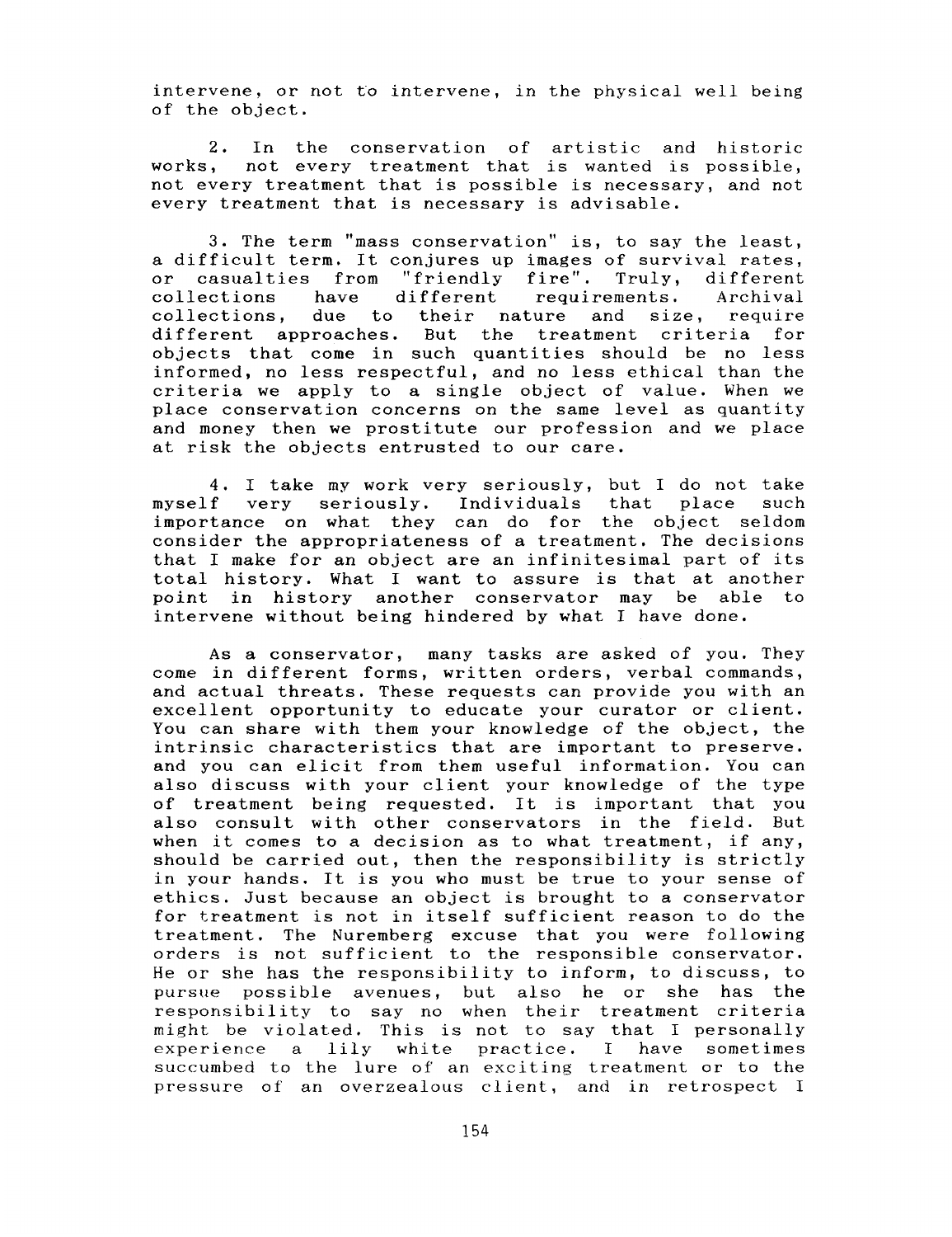intervene, or not to intervene, in the physical well being of the object.

2. In the conservation of artistic and historic works, not every treatment that is wanted is possible, not every treatment that is possible is necessary, and not every treatment that is necessary is advisable.

3. The term "mass conservation" is, to say the least, a difficult term. It conjures up images of survival rates, or casualties from "friendly fire". Truly, different collections have different requirements. Archival collections, due to their nature and size, require different approaches. But the treatment criteria for objects that come in such quantities should be no less informed, no less respectful, and no less ethical than the criteria we apply to a single object of value. When we place conservation concerns on the same level as quantity and money then we prostitute our profession and we place at risk the objects entrusted to our care.

4. I take my work very seriously, but I do not take myself very seriously. Individuals that place such importance on what they can do for the object seldom consider the appropriateness of a treatment. The decisions that I make for an object are an infinitesimal part of its total history. What I want to assure is that at another point in history another conservator may be able to intervene without being hindered by what I have done.

As a conservator, many tasks are asked of you. They come in different forms, written orders, verbal commands, and actual threats. These requests can provide you with an excellent opportunity to educate your curator or client. You can share with them your knowledge of the object, the intrinsic characteristics that are important to preserve. and you can elicit from them useful information. You can also discuss with your client your knowledge of the type of treatment being requested. It is important that you also consult with other conservators in the field. But when it comes to a decision as to what treatment, if any, should be carried out, then the responsibility is strictly in your hands. It is you who must be true to your sense of ethics. Just because an object is brought to a conservator for treatment is not in itself sufficient reason to do the treatment. The Nuremberg excuse that you were following orders is not sufficient to the responsible conservator. He or she has the responsibility to inform, to discuss, to pursue possible avenues, but also he or she has the responsibility to say no when their treatment criteria might be violated. This is not to say that I personally experience a lily white practice. I have sometimes succumbed to the lure of an exciting treatment or to the pressure of an overzealous client, and in retrospect I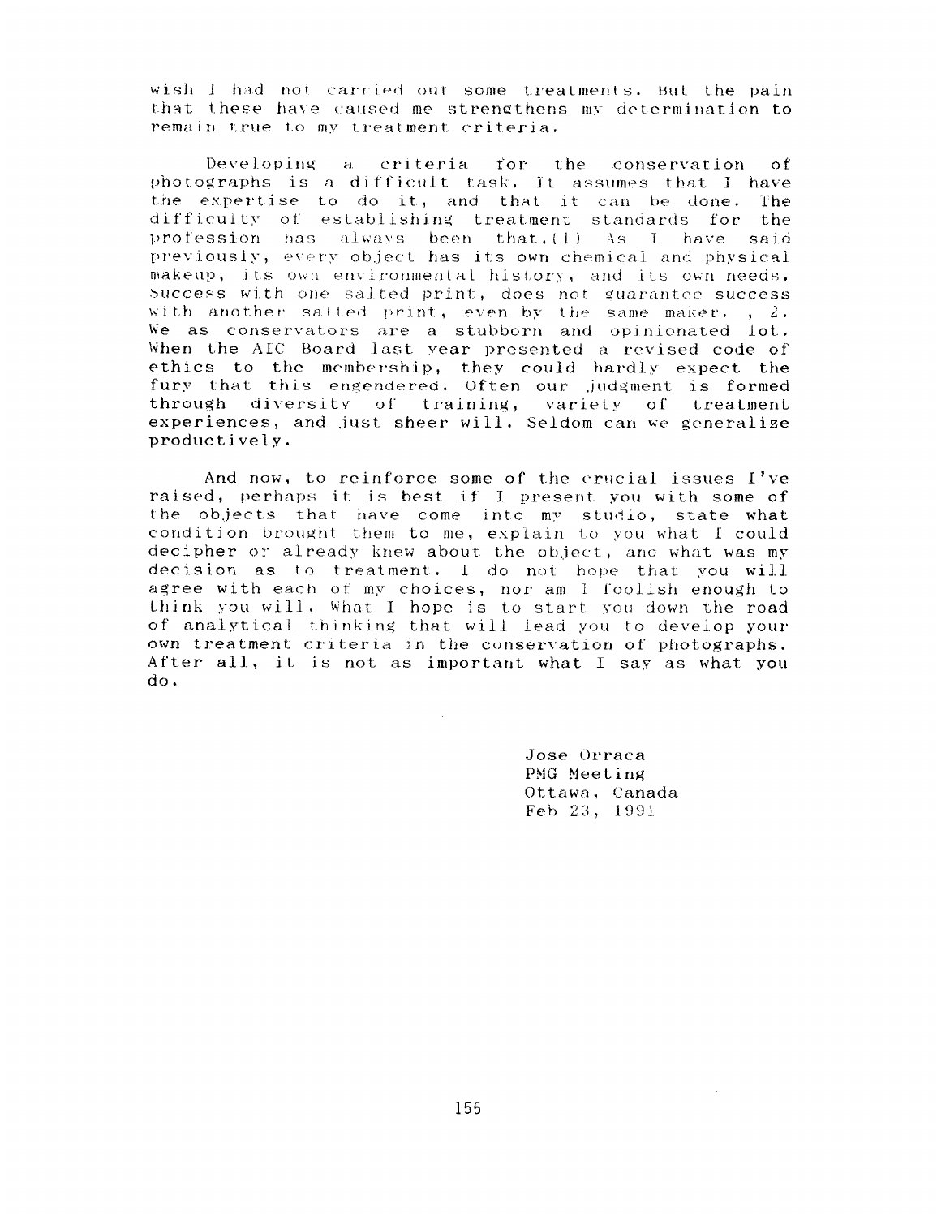wish I had not carried out some treatments. But the pain that these have caused me strengthens my determination to remain true to my treatment criteria.

Developing a criteria for the conservation of photographs is a difficult task. It assumes that I have the expertise to do it, and that it can be done. The difficulty of establishing treatment standards for the profession has always been that.(1) As I have said previously, every object has its own chemical and physical makeup, its own environmental history, and its own needs. Success with one salted print, does not guarantee success with another salted print, even by the same maker. , 2. We as conservators are a stubborn and opinionated lot. When the AIC Board last year presented a revised code of ethics to the membership, they could hardly expect the fury that this engendered. Often our judgment is formed through diversity of training, variety of treatment experiences, and just sheer will. Seldom can we generalize productively.

And now, to reinforce some of the crucial issues I've raised, perhaps it is best if I present you with some of the objects that have come into my studio, state what condition brought them to me, explain to you what I could decipher or already knew about the object, and what was my decision as to treatment. I do not hope that you will agree with each of my choices, nor am I foolish enough to think you will. What I hope is to start you down the road of analytical thinking that will lead you to develop your own treatment criteria in the conservation of photographs. After all, it is not as important what I say as what you do.

Jose Orraca
PMG Meeting
Ottawa, Canada
Feb 23, 1991